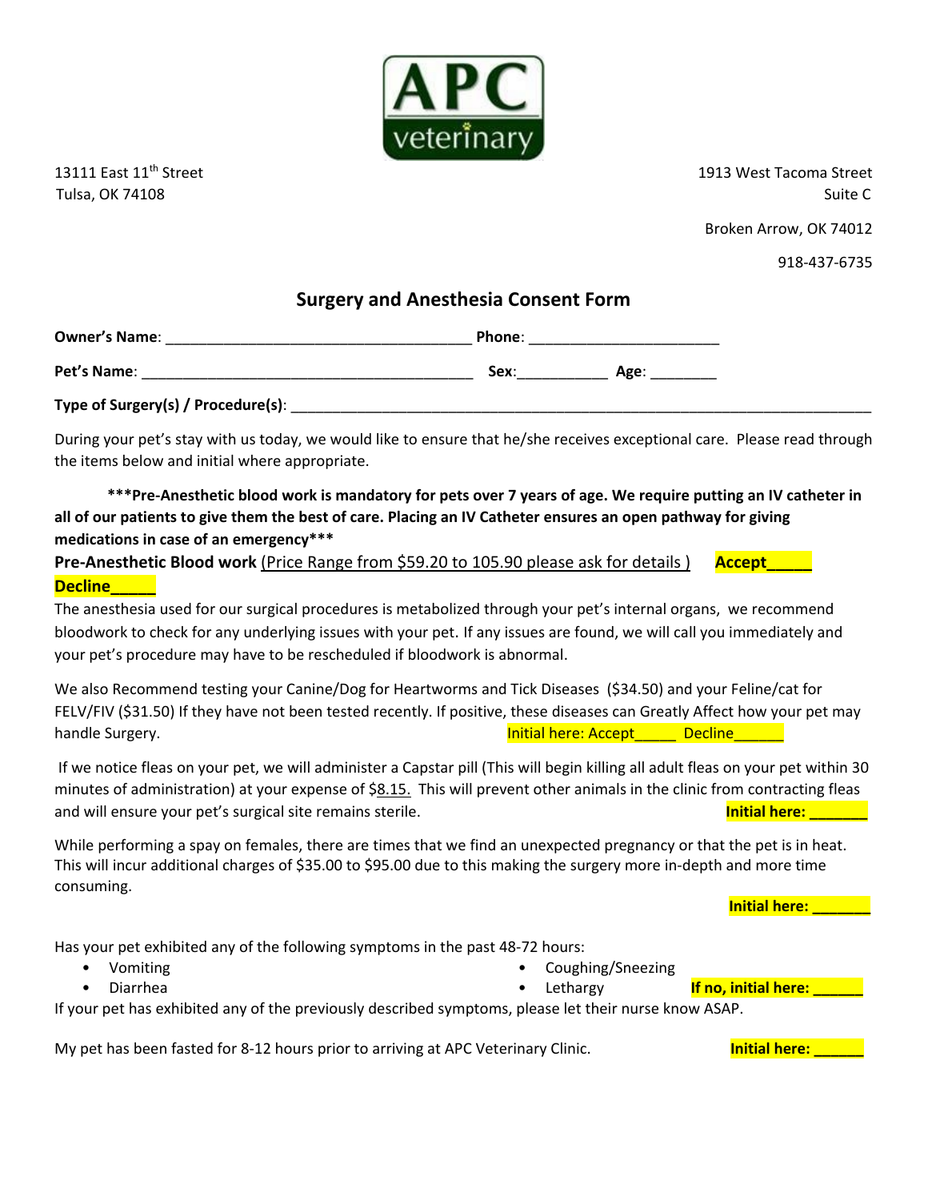13111 East 11th Street
Tulsa, OK 74108

1913 West Tacoma Street
Suite C

Broken Arrow, OK 74012

918-437-6735

## Surgery and Anesthesia Consent Form

**Owner's Name**: ____________________________________ **Phone**: ______________________

**Pet's Name**: ________________________________________ **Sex**:__________ **Age**: ________

**Type of Surgery(s) / Procedure(s)**: ______________________________________________________________________

During your pet's stay with us today, we would like to ensure that he/she receives exceptional care. Please read through the items below and initial where appropriate.

**\*\*\*Pre-Anesthetic blood work is mandatory for pets over 7 years of age. We require putting an IV catheter in all of our patients to give them the best of care. Placing an IV Catheter ensures an open pathway for giving medications in case of an emergency\*\*\***

**Pre-Anesthetic Blood work** (Price Range from $59.20 to 105.90 please ask for details ) **Accept_____** **Decline_____**

The anesthesia used for our surgical procedures is metabolized through your pet's internal organs, we recommend bloodwork to check for any underlying issues with your pet. If any issues are found, we will call you immediately and your pet's procedure may have to be rescheduled if bloodwork is abnormal.

We also Recommend testing your Canine/Dog for Heartworms and Tick Diseases ($34.50) and your Feline/cat for FELV/FIV ($31.50) If they have not been tested recently. If positive, these diseases can Greatly Affect how your pet may handle Surgery. Initial here: Accept_____ Decline______

If we notice fleas on your pet, we will administer a Capstar pill (This will begin killing all adult fleas on your pet within 30 minutes of administration) at your expense of $8.15. This will prevent other animals in the clinic from contracting fleas and will ensure your pet's surgical site remains sterile. **Initial here: _______**

While performing a spay on females, there are times that we find an unexpected pregnancy or that the pet is in heat. This will incur additional charges of $35.00 to $95.00 due to this making the surgery more in-depth and more time consuming.

**Initial here: _______**

Has your pet exhibited any of the following symptoms in the past 48-72 hours:

- Vomiting
- Diarrhea
- Coughing/Sneezing
- Lethargy

**If no, initial here: ______**

If your pet has exhibited any of the previously described symptoms, please let their nurse know ASAP.

My pet has been fasted for 8-12 hours prior to arriving at APC Veterinary Clinic. **Initial here: ______**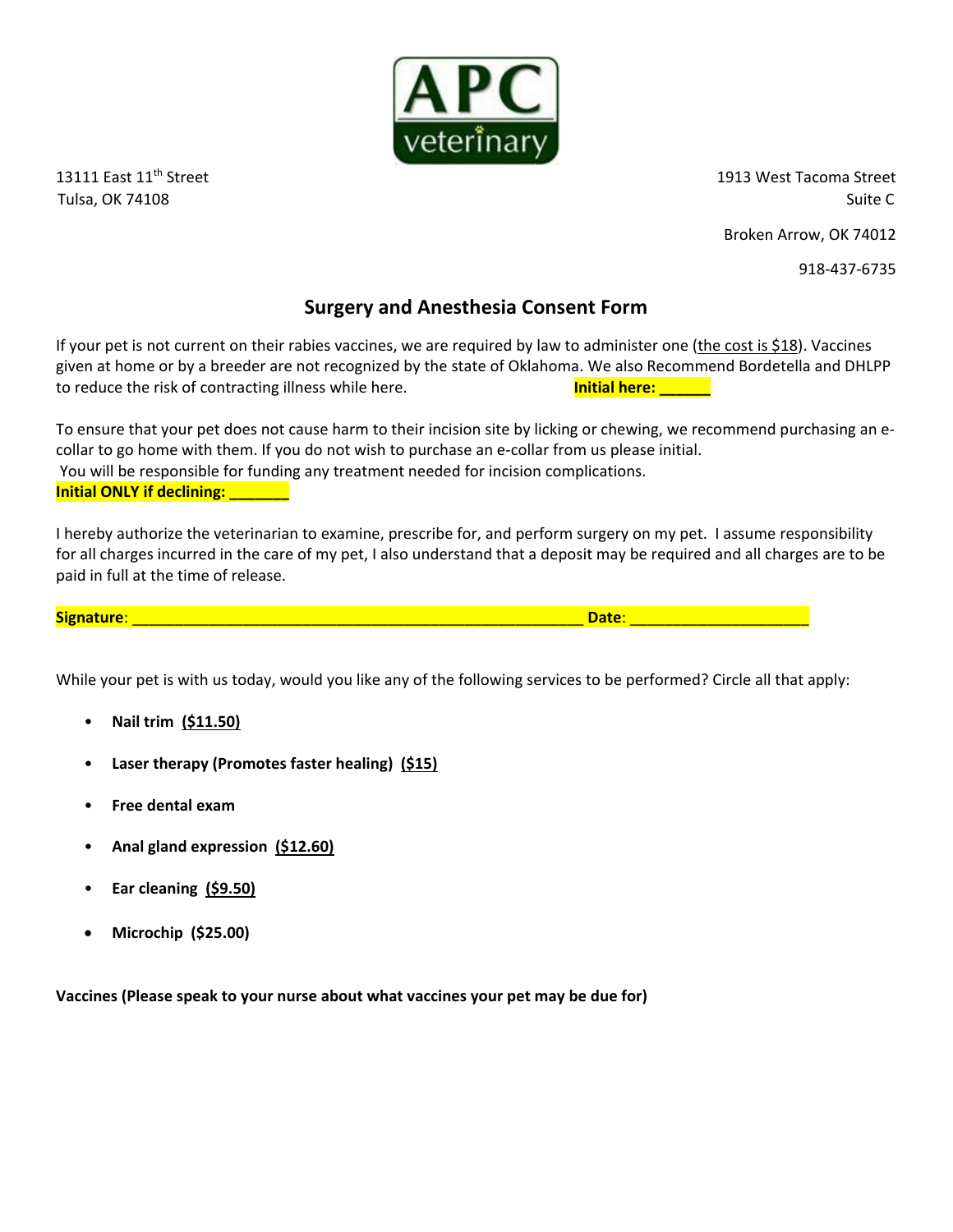APC veterinary

13111 East 11th Street
Tulsa, OK 74108

1913 West Tacoma Street
Suite C

Broken Arrow, OK 74012

918-437-6735

## Surgery and Anesthesia Consent Form

If your pet is not current on their rabies vaccines, we are required by law to administer one (the cost is $18). Vaccines given at home or by a breeder are not recognized by the state of Oklahoma. We also Recommend Bordetella and DHLPP to reduce the risk of contracting illness while here. **Initial here: ______**

To ensure that your pet does not cause harm to their incision site by licking or chewing, we recommend purchasing an e-collar to go home with them. If you do not wish to purchase an e-collar from us please initial.
You will be responsible for funding any treatment needed for incision complications.
**Initial ONLY if declining: _______**

I hereby authorize the veterinarian to examine, prescribe for, and perform surgery on my pet. I assume responsibility for all charges incurred in the care of my pet, I also understand that a deposit may be required and all charges are to be paid in full at the time of release.

**Signature**: ____________________________________________________ **Date**: ____________________

While your pet is with us today, would you like any of the following services to be performed? Circle all that apply:

- **Nail trim (\$11.50)**
- **Laser therapy (Promotes faster healing) (\$15)**
- **Free dental exam**
- **Anal gland expression (\$12.60)**
- **Ear cleaning (\$9.50)**
- **Microchip (\$25.00)**

**Vaccines (Please speak to your nurse about what vaccines your pet may be due for)**